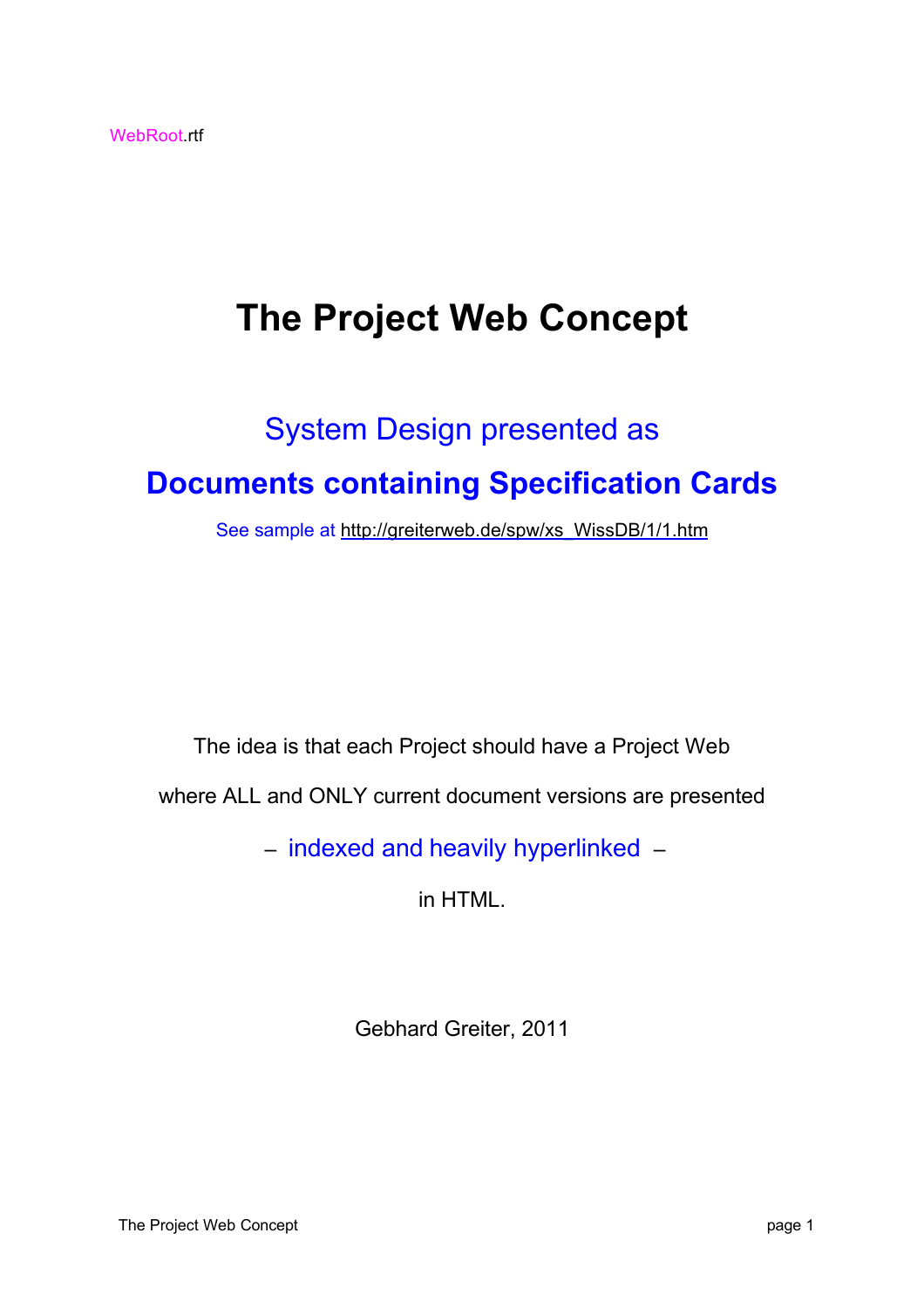WebRoot.rtf

# The Project Web Concept

## System Design presented as

## **Documents containing Specification Cards**

See sample at http://greiterweb.de/spw/xs_WissDB/1/1.htm

The idea is that each Project should have a Project Web

where ALL and ONLY current document versions are presented

– indexed and heavily hyperlinked –

in HTML.

Gebhard Greiter, 2011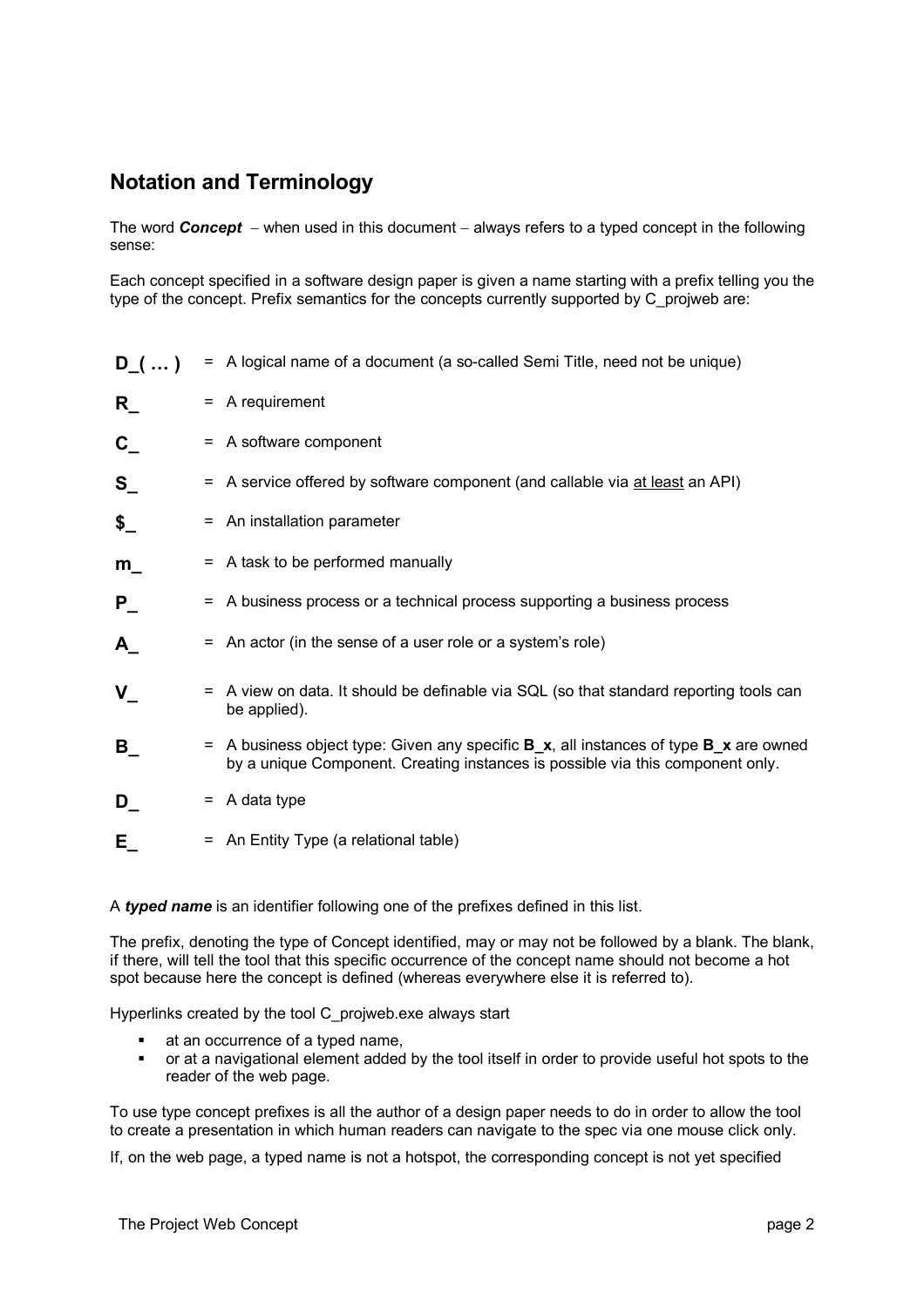## Notation and Terminology

The word ***Concept*** – when used in this document – always refers to a typed concept in the following sense:

Each concept specified in a software design paper is given a name starting with a prefix telling you the type of the concept. Prefix semantics for the concepts currently supported by C_projweb are:

| | | |
|---|---|---|
| **D_( … )** | = | A logical name of a document (a so-called Semi Title, need not be unique) |
| **R_** | = | A requirement |
| **C_** | = | A software component |
| **S_** | = | A service offered by software component (and callable via at least an API) |
| **$_** | = | An installation parameter |
| **m_** | = | A task to be performed manually |
| **P_** | = | A business process or a technical process supporting a business process |
| **A_** | = | An actor (in the sense of a user role or a system's role) |
| **V_** | = | A view on data. It should be definable via SQL (so that standard reporting tools can be applied). |
| **B_** | = | A business object type: Given any specific **B_x**, all instances of type **B_x** are owned by a unique Component. Creating instances is possible via this component only. |
| **D_** | = | A data type |
| **E_** | = | An Entity Type (a relational table) |

A ***typed name*** is an identifier following one of the prefixes defined in this list.

The prefix, denoting the type of Concept identified, may or may not be followed by a blank. The blank, if there, will tell the tool that this specific occurrence of the concept name should not become a hot spot because here the concept is defined (whereas everywhere else it is referred to).

Hyperlinks created by the tool C_projweb.exe always start

- at an occurrence of a typed name,
- or at a navigational element added by the tool itself in order to provide useful hot spots to the reader of the web page.

To use type concept prefixes is all the author of a design paper needs to do in order to allow the tool to create a presentation in which human readers can navigate to the spec via one mouse click only.

If, on the web page, a typed name is not a hotspot, the corresponding concept is not yet specified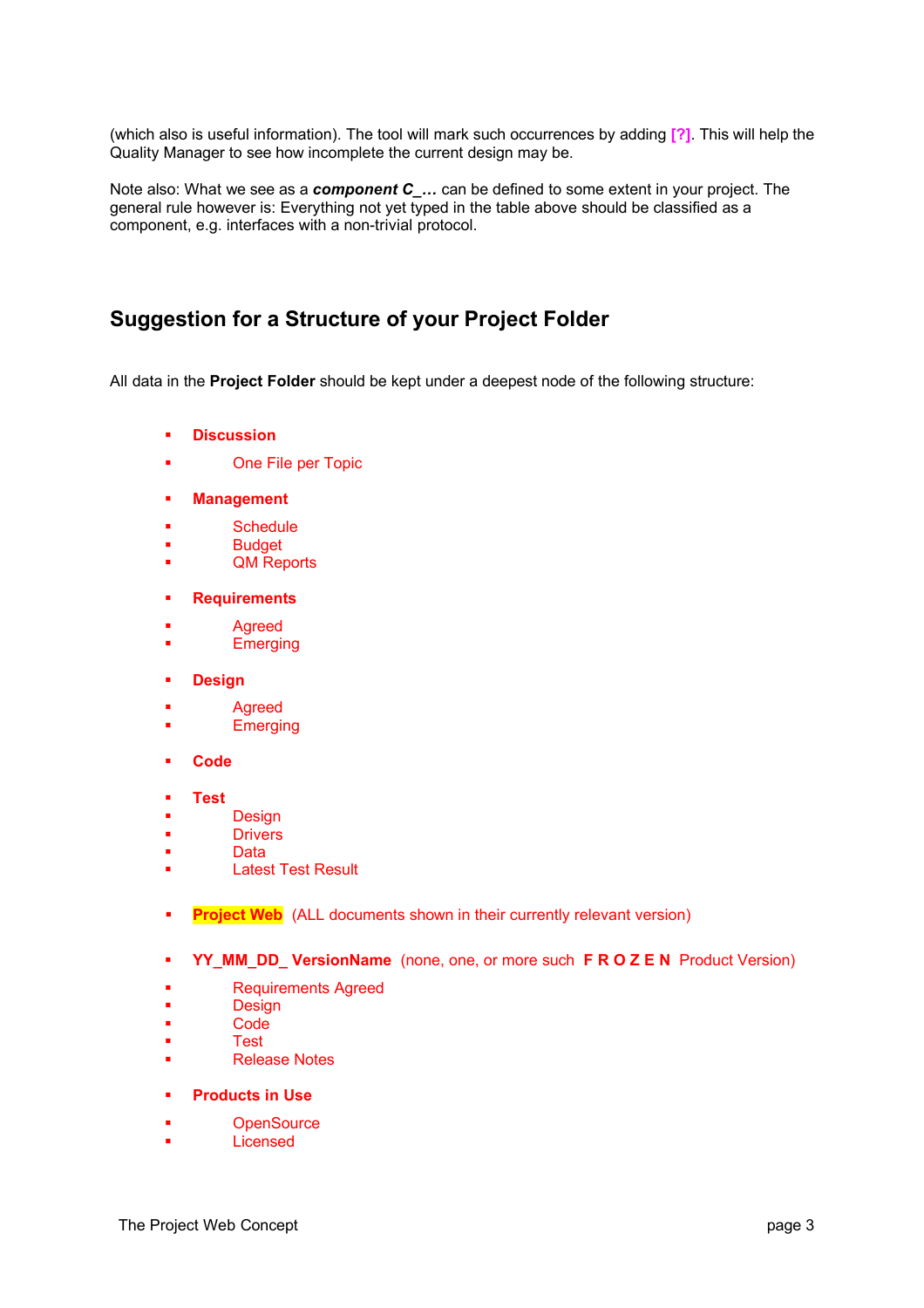(which also is useful information). The tool will mark such occurrences by adding **[?]**. This will help the Quality Manager to see how incomplete the current design may be.

Note also: What we see as a ***component C_…*** can be defined to some extent in your project. The general rule however is: Everything not yet typed in the table above should be classified as a component, e.g. interfaces with a non-trivial protocol.

## Suggestion for a Structure of your Project Folder

All data in the **Project Folder** should be kept under a deepest node of the following structure:

- **Discussion**
  - One File per Topic
- **Management**
  - Schedule
  - Budget
  - QM Reports
- **Requirements**
  - Agreed
  - Emerging
- **Design**
  - Agreed
  - Emerging
- **Code**
- **Test**
  - Design
  - Drivers
  - Data
  - Latest Test Result
- **Project Web** (ALL documents shown in their currently relevant version)
- **YY_MM_DD_ VersionName** (none, one, or more such **F R O Z E N** Product Version)
  - Requirements Agreed
  - Design
  - Code
  - Test
  - Release Notes
- **Products in Use**
  - OpenSource
  - Licensed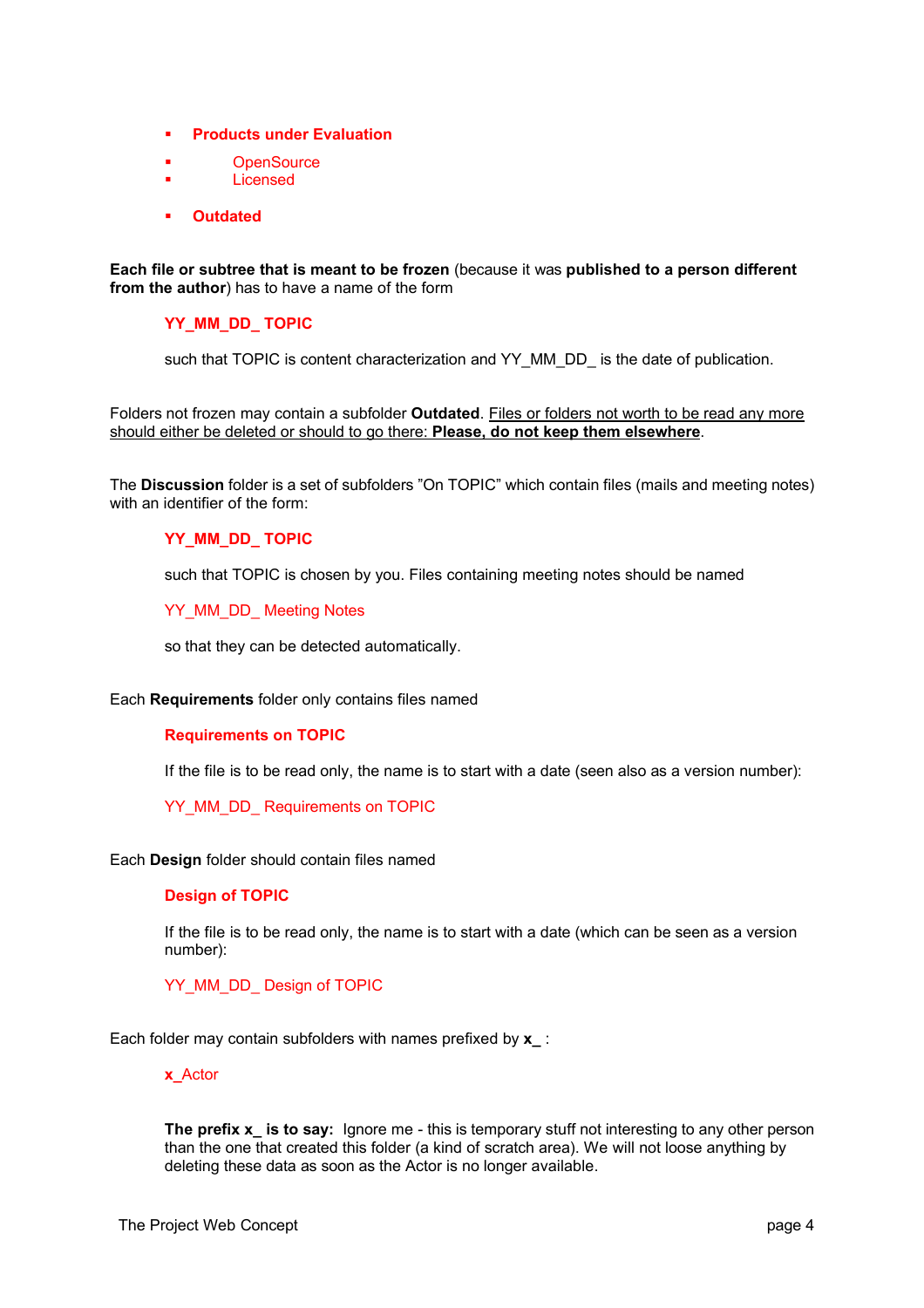- **Products under Evaluation**
  - OpenSource
  - Licensed
- **Outdated**

**Each file or subtree that is meant to be frozen** (because it was **published to a person different from the author**) has to have a name of the form

**YY_MM_DD_ TOPIC**

such that TOPIC is content characterization and YY_MM_DD_ is the date of publication.

Folders not frozen may contain a subfolder **Outdated**. Files or folders not worth to be read any more should either be deleted or should to go there: **Please, do not keep them elsewhere**.

The **Discussion** folder is a set of subfolders "On TOPIC" which contain files (mails and meeting notes) with an identifier of the form:

**YY_MM_DD_ TOPIC**

such that TOPIC is chosen by you. Files containing meeting notes should be named

YY_MM_DD_ Meeting Notes

so that they can be detected automatically.

Each **Requirements** folder only contains files named

**Requirements on TOPIC**

If the file is to be read only, the name is to start with a date (seen also as a version number):

YY_MM_DD_ Requirements on TOPIC

Each **Design** folder should contain files named

**Design of TOPIC**

If the file is to be read only, the name is to start with a date (which can be seen as a version number):

YY_MM_DD_ Design of TOPIC

Each folder may contain subfolders with names prefixed by **x_** :

**x**_Actor

**The prefix x_ is to say:** Ignore me - this is temporary stuff not interesting to any other person than the one that created this folder (a kind of scratch area). We will not loose anything by deleting these data as soon as the Actor is no longer available.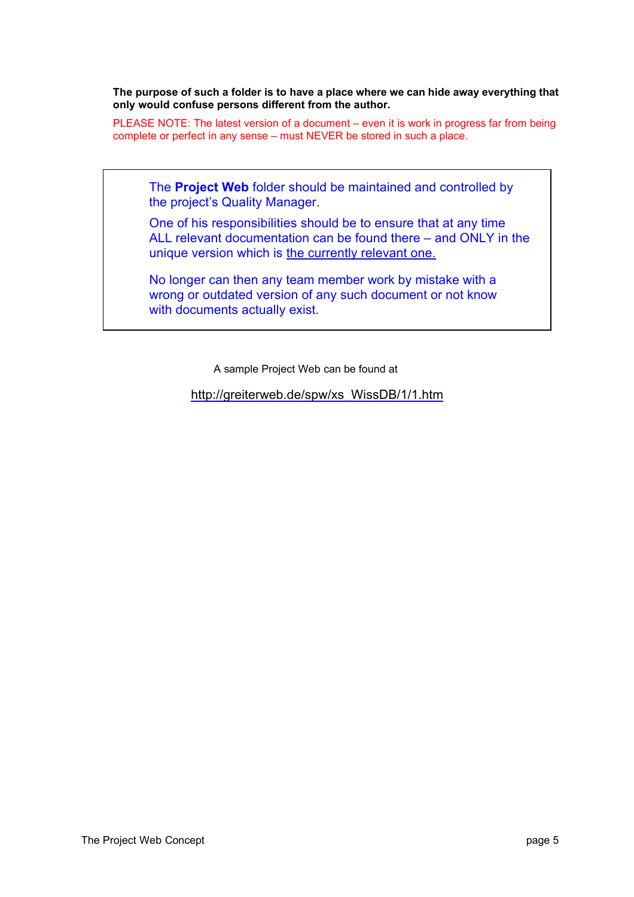**The purpose of such a folder is to have a place where we can hide away everything that only would confuse persons different from the author.**

PLEASE NOTE: The latest version of a document – even it is work in progress far from being complete or perfect in any sense – must NEVER be stored in such a place.

> The **Project Web** folder should be maintained and controlled by the project's Quality Manager.
>
> One of his responsibilities should be to ensure that at any time ALL relevant documentation can be found there – and ONLY in the unique version which is the currently relevant one.
>
> No longer can then any team member work by mistake with a wrong or outdated version of any such document or not know with documents actually exist.

A sample Project Web can be found at

http://greiterweb.de/spw/xs_WissDB/1/1.htm